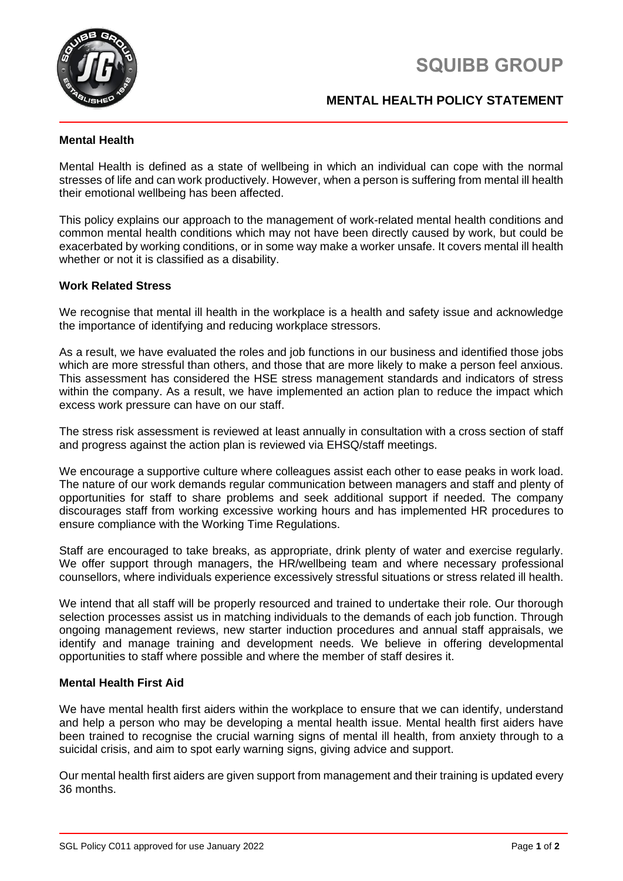# SQUIBB GROUP

## MENTAL HEALTH POLICY STATEMENT

### Mental Health

Mental Health is defined as a state of wellbeing in which an individual can cope with the normal stresses of life and can work productively. However, when a person is suffering from mental ill health their emotional wellbeing has been affected.

This policy explains our approach to the management of work-related mental health conditions and common mental health conditions which may not have been directly caused by work, but could be exacerbated by working conditions, or in some way make a worker unsafe. It covers mental ill health whether or not it is classified as a disability.

### Work Related Stress

We recognise that mental ill health in the workplace is a health and safety issue and acknowledge the importance of identifying and reducing workplace stressors.

As a result, we have evaluated the roles and job functions in our business and identified those jobs which are more stressful than others, and those that are more likely to make a person feel anxious. This assessment has considered the HSE stress management standards and indicators of stress within the company. As a result, we have implemented an action plan to reduce the impact which excess work pressure can have on our staff.

The stress risk assessment is reviewed at least annually in consultation with a cross section of staff and progress against the action plan is reviewed via EHSQ/staff meetings.

We encourage a supportive culture where colleagues assist each other to ease peaks in work load. The nature of our work demands regular communication between managers and staff and plenty of opportunities for staff to share problems and seek additional support if needed. The company discourages staff from working excessive working hours and has implemented HR procedures to ensure compliance with the Working Time Regulations.

Staff are encouraged to take breaks, as appropriate, drink plenty of water and exercise regularly. We offer support through managers, the HR/wellbeing team and where necessary professional counsellors, where individuals experience excessively stressful situations or stress related ill health.

We intend that all staff will be properly resourced and trained to undertake their role. Our thorough selection processes assist us in matching individuals to the demands of each job function. Through ongoing management reviews, new starter induction procedures and annual staff appraisals, we identify and manage training and development needs. We believe in offering developmental opportunities to staff where possible and where the member of staff desires it.

### Mental Health First Aid

We have mental health first aiders within the workplace to ensure that we can identify, understand and help a person who may be developing a mental health issue. Mental health first aiders have been trained to recognise the crucial warning signs of mental ill health, from anxiety through to a suicidal crisis, and aim to spot early warning signs, giving advice and support.

Our mental health first aiders are given support from management and their training is updated every 36 months.

SGL Policy C011 approved for use January 2022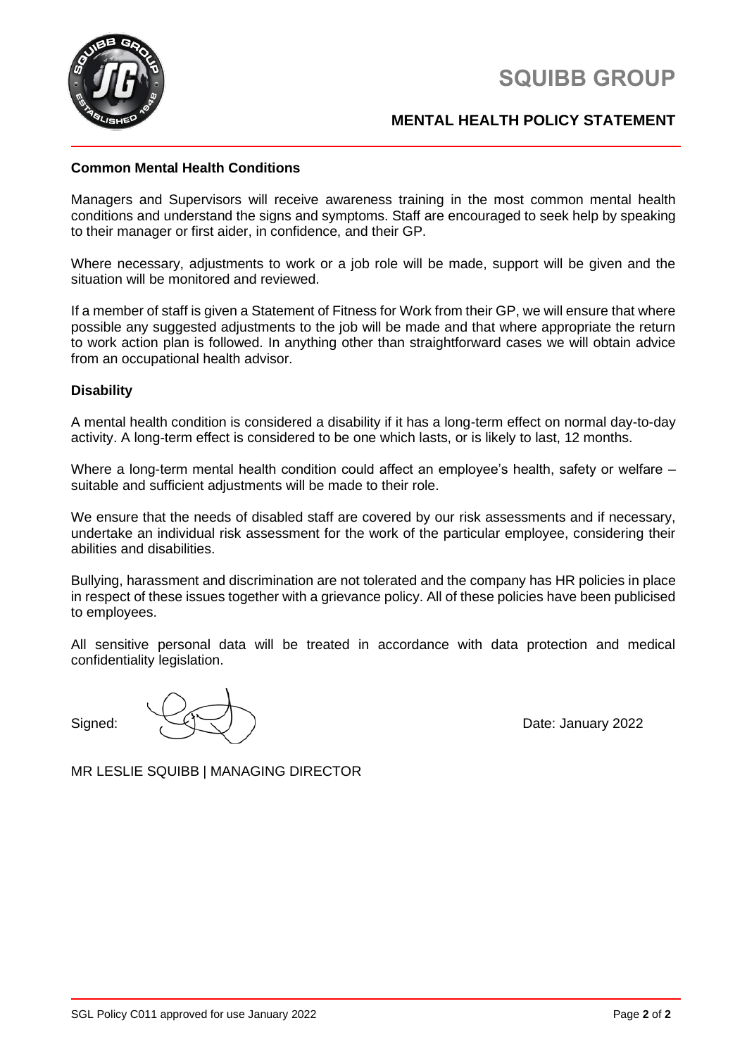## Common Mental Health Conditions

Managers and Supervisors will receive awareness training in the most common mental health conditions and understand the signs and symptoms. Staff are encouraged to seek help by speaking to their manager or first aider, in confidence, and their GP.

Where necessary, adjustments to work or a job role will be made, support will be given and the situation will be monitored and reviewed.

If a member of staff is given a Statement of Fitness for Work from their GP, we will ensure that where possible any suggested adjustments to the job will be made and that where appropriate the return to work action plan is followed. In anything other than straightforward cases we will obtain advice from an occupational health advisor.

## Disability

A mental health condition is considered a disability if it has a long-term effect on normal day-to-day activity. A long-term effect is considered to be one which lasts, or is likely to last, 12 months.

Where a long-term mental health condition could affect an employee's health, safety or welfare – suitable and sufficient adjustments will be made to their role.

We ensure that the needs of disabled staff are covered by our risk assessments and if necessary, undertake an individual risk assessment for the work of the particular employee, considering their abilities and disabilities.

Bullying, harassment and discrimination are not tolerated and the company has HR policies in place in respect of these issues together with a grievance policy. All of these policies have been publicised to employees.

All sensitive personal data will be treated in accordance with data protection and medical confidentiality legislation.

Signed: Date: January 2022

MR LESLIE SQUIBB | MANAGING DIRECTOR